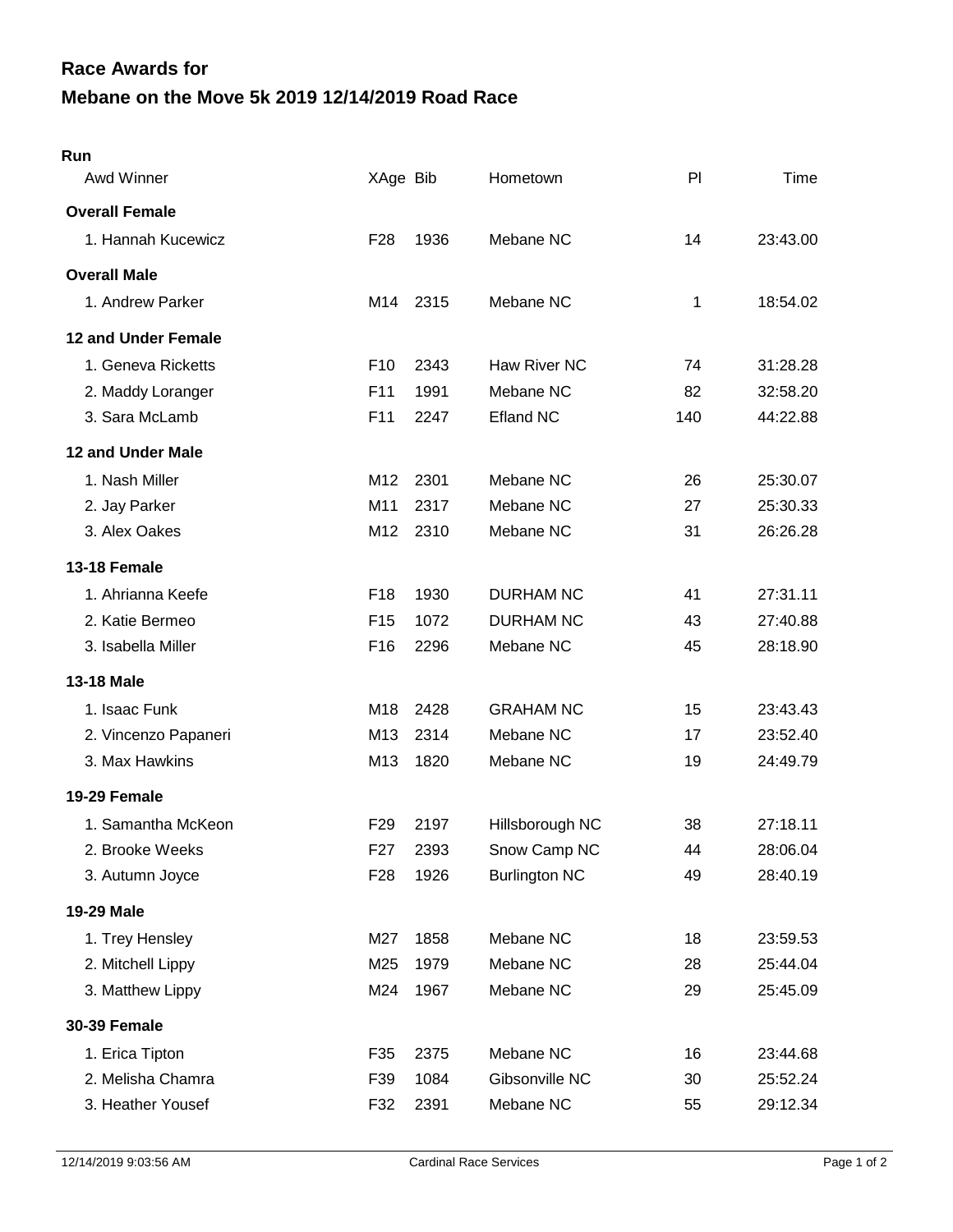# Race Awards for

## Mebane on the Move 5k 2019 12/14/2019 Road Race

### Run

| Awd Winner | XAge | Bib | Hometown | Pl | Time |
|---|---|---|---|---|---|
| **Overall Female** | | | | | |
| 1. Hannah Kucewicz | F28 | 1936 | Mebane NC | 14 | 23:43.00 |
| **Overall Male** | | | | | |
| 1. Andrew Parker | M14 | 2315 | Mebane NC | 1 | 18:54.02 |
| **12 and Under Female** | | | | | |
| 1. Geneva Ricketts | F10 | 2343 | Haw River NC | 74 | 31:28.28 |
| 2. Maddy Loranger | F11 | 1991 | Mebane NC | 82 | 32:58.20 |
| 3. Sara McLamb | F11 | 2247 | Efland NC | 140 | 44:22.88 |
| **12 and Under Male** | | | | | |
| 1. Nash Miller | M12 | 2301 | Mebane NC | 26 | 25:30.07 |
| 2. Jay Parker | M11 | 2317 | Mebane NC | 27 | 25:30.33 |
| 3. Alex Oakes | M12 | 2310 | Mebane NC | 31 | 26:26.28 |
| **13-18 Female** | | | | | |
| 1. Ahrianna Keefe | F18 | 1930 | DURHAM NC | 41 | 27:31.11 |
| 2. Katie Bermeo | F15 | 1072 | DURHAM NC | 43 | 27:40.88 |
| 3. Isabella Miller | F16 | 2296 | Mebane NC | 45 | 28:18.90 |
| **13-18 Male** | | | | | |
| 1. Isaac Funk | M18 | 2428 | GRAHAM NC | 15 | 23:43.43 |
| 2. Vincenzo Papaneri | M13 | 2314 | Mebane NC | 17 | 23:52.40 |
| 3. Max Hawkins | M13 | 1820 | Mebane NC | 19 | 24:49.79 |
| **19-29 Female** | | | | | |
| 1. Samantha McKeon | F29 | 2197 | Hillsborough NC | 38 | 27:18.11 |
| 2. Brooke Weeks | F27 | 2393 | Snow Camp NC | 44 | 28:06.04 |
| 3. Autumn Joyce | F28 | 1926 | Burlington NC | 49 | 28:40.19 |
| **19-29 Male** | | | | | |
| 1. Trey Hensley | M27 | 1858 | Mebane NC | 18 | 23:59.53 |
| 2. Mitchell Lippy | M25 | 1979 | Mebane NC | 28 | 25:44.04 |
| 3. Matthew Lippy | M24 | 1967 | Mebane NC | 29 | 25:45.09 |
| **30-39 Female** | | | | | |
| 1. Erica Tipton | F35 | 2375 | Mebane NC | 16 | 23:44.68 |
| 2. Melisha Chamra | F39 | 1084 | Gibsonville NC | 30 | 25:52.24 |
| 3. Heather Yousef | F32 | 2391 | Mebane NC | 55 | 29:12.34 |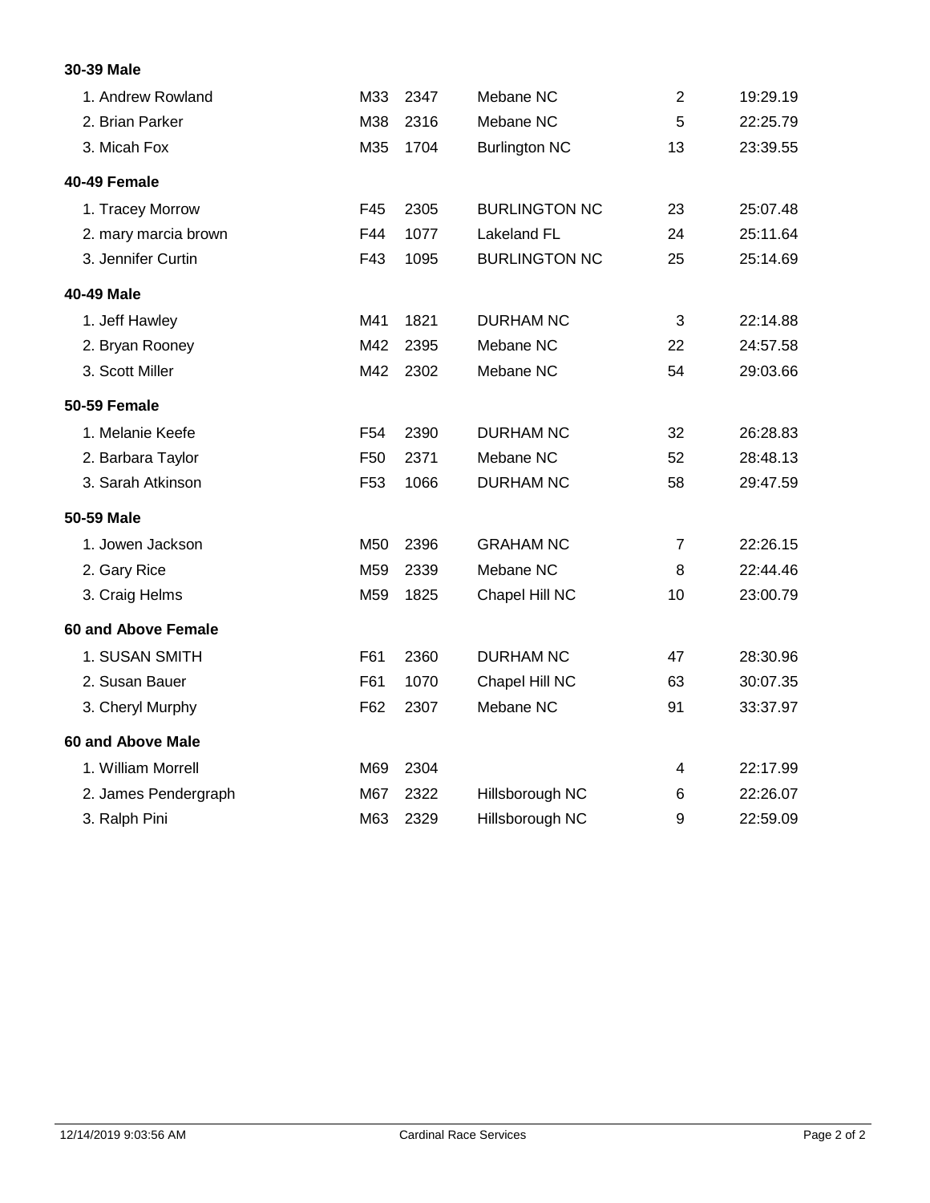**30-39 Male**

| | | | | | |
|---|---|---|---|---|---|
| 1. Andrew Rowland | M33 | 2347 | Mebane NC | 2 | 19:29.19 |
| 2. Brian Parker | M38 | 2316 | Mebane NC | 5 | 22:25.79 |
| 3. Micah Fox | M35 | 1704 | Burlington NC | 13 | 23:39.55 |

**40-49 Female**

| | | | | | |
|---|---|---|---|---|---|
| 1. Tracey Morrow | F45 | 2305 | BURLINGTON NC | 23 | 25:07.48 |
| 2. mary marcia brown | F44 | 1077 | Lakeland FL | 24 | 25:11.64 |
| 3. Jennifer Curtin | F43 | 1095 | BURLINGTON NC | 25 | 25:14.69 |

**40-49 Male**

| | | | | | |
|---|---|---|---|---|---|
| 1. Jeff Hawley | M41 | 1821 | DURHAM NC | 3 | 22:14.88 |
| 2. Bryan Rooney | M42 | 2395 | Mebane NC | 22 | 24:57.58 |
| 3. Scott Miller | M42 | 2302 | Mebane NC | 54 | 29:03.66 |

**50-59 Female**

| | | | | | |
|---|---|---|---|---|---|
| 1. Melanie Keefe | F54 | 2390 | DURHAM NC | 32 | 26:28.83 |
| 2. Barbara Taylor | F50 | 2371 | Mebane NC | 52 | 28:48.13 |
| 3. Sarah Atkinson | F53 | 1066 | DURHAM NC | 58 | 29:47.59 |

**50-59 Male**

| | | | | | |
|---|---|---|---|---|---|
| 1. Jowen Jackson | M50 | 2396 | GRAHAM NC | 7 | 22:26.15 |
| 2. Gary Rice | M59 | 2339 | Mebane NC | 8 | 22:44.46 |
| 3. Craig Helms | M59 | 1825 | Chapel Hill NC | 10 | 23:00.79 |

**60 and Above Female**

| | | | | | |
|---|---|---|---|---|---|
| 1. SUSAN SMITH | F61 | 2360 | DURHAM NC | 47 | 28:30.96 |
| 2. Susan Bauer | F61 | 1070 | Chapel Hill NC | 63 | 30:07.35 |
| 3. Cheryl Murphy | F62 | 2307 | Mebane NC | 91 | 33:37.97 |

**60 and Above Male**

| | | | | | |
|---|---|---|---|---|---|
| 1. William Morrell | M69 | 2304 | | 4 | 22:17.99 |
| 2. James Pendergraph | M67 | 2322 | Hillsborough NC | 6 | 22:26.07 |
| 3. Ralph Pini | M63 | 2329 | Hillsborough NC | 9 | 22:59.09 |